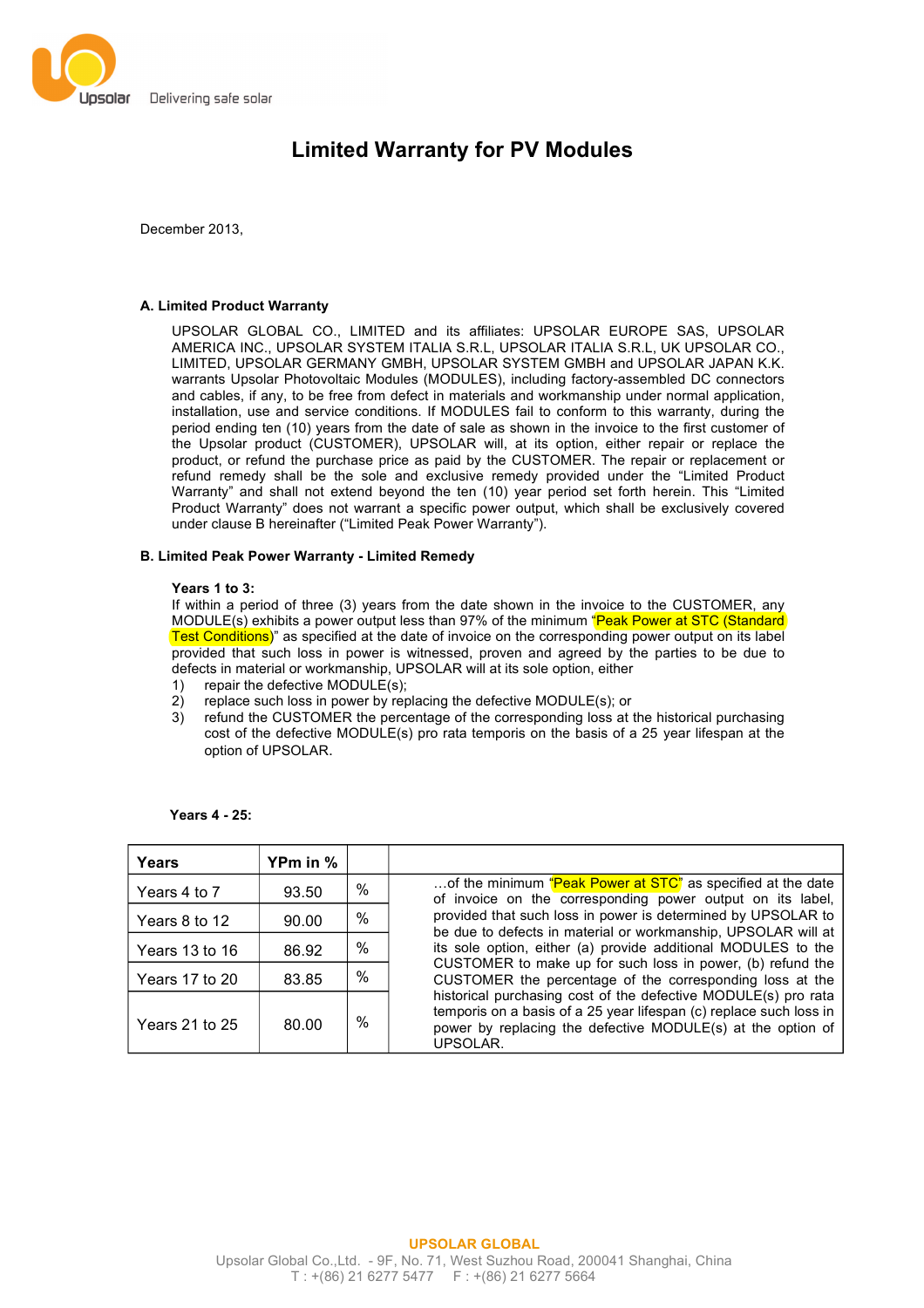Upsolar Delivering safe solar

# Limited Warranty for PV Modules

December 2013,

## A. Limited Product Warranty

UPSOLAR GLOBAL CO., LIMITED and its affiliates: UPSOLAR EUROPE SAS, UPSOLAR AMERICA INC., UPSOLAR SYSTEM ITALIA S.R.L, UPSOLAR ITALIA S.R.L, UK UPSOLAR CO., LIMITED, UPSOLAR GERMANY GMBH, UPSOLAR SYSTEM GMBH and UPSOLAR JAPAN K.K. warrants Upsolar Photovoltaic Modules (MODULES), including factory-assembled DC connectors and cables, if any, to be free from defect in materials and workmanship under normal application, installation, use and service conditions. If MODULES fail to conform to this warranty, during the period ending ten (10) years from the date of sale as shown in the invoice to the first customer of the Upsolar product (CUSTOMER), UPSOLAR will, at its option, either repair or replace the product, or refund the purchase price as paid by the CUSTOMER. The repair or replacement or refund remedy shall be the sole and exclusive remedy provided under the "Limited Product Warranty" and shall not extend beyond the ten (10) year period set forth herein. This "Limited Product Warranty" does not warrant a specific power output, which shall be exclusively covered under clause B hereinafter ("Limited Peak Power Warranty").

## B. Limited Peak Power Warranty - Limited Remedy

**Years 1 to 3:**

If within a period of three (3) years from the date shown in the invoice to the CUSTOMER, any MODULE(s) exhibits a power output less than 97% of the minimum "Peak Power at STC (Standard Test Conditions)" as specified at the date of invoice on the corresponding power output on its label provided that such loss in power is witnessed, proven and agreed by the parties to be due to defects in material or workmanship, UPSOLAR will at its sole option, either

1) repair the defective MODULE(s);
2) replace such loss in power by replacing the defective MODULE(s); or
3) refund the CUSTOMER the percentage of the corresponding loss at the historical purchasing cost of the defective MODULE(s) pro rata temporis on the basis of a 25 year lifespan at the option of UPSOLAR.

**Years 4 - 25:**

| Years | YPm in % | | |
|---|---|---|---|
| Years 4 to 7 | 93.50 | % | …of the minimum "Peak Power at STC" as specified at the date of invoice on the corresponding power output on its label, provided that such loss in power is determined by UPSOLAR to be due to defects in material or workmanship, UPSOLAR will at its sole option, either (a) provide additional MODULES to the CUSTOMER to make up for such loss in power, (b) refund the CUSTOMER the percentage of the corresponding loss at the historical purchasing cost of the defective MODULE(s) pro rata temporis on a basis of a 25 year lifespan (c) replace such loss in power by replacing the defective MODULE(s) at the option of UPSOLAR. |
| Years 8 to 12 | 90.00 | % | |
| Years 13 to 16 | 86.92 | % | |
| Years 17 to 20 | 83.85 | % | |
| Years 21 to 25 | 80.00 | % | |

**UPSOLAR GLOBAL**

Upsolar Global Co.,Ltd. - 9F, No. 71, West Suzhou Road, 200041 Shanghai, China
T : +(86) 21 6277 5477 F : +(86) 21 6277 5664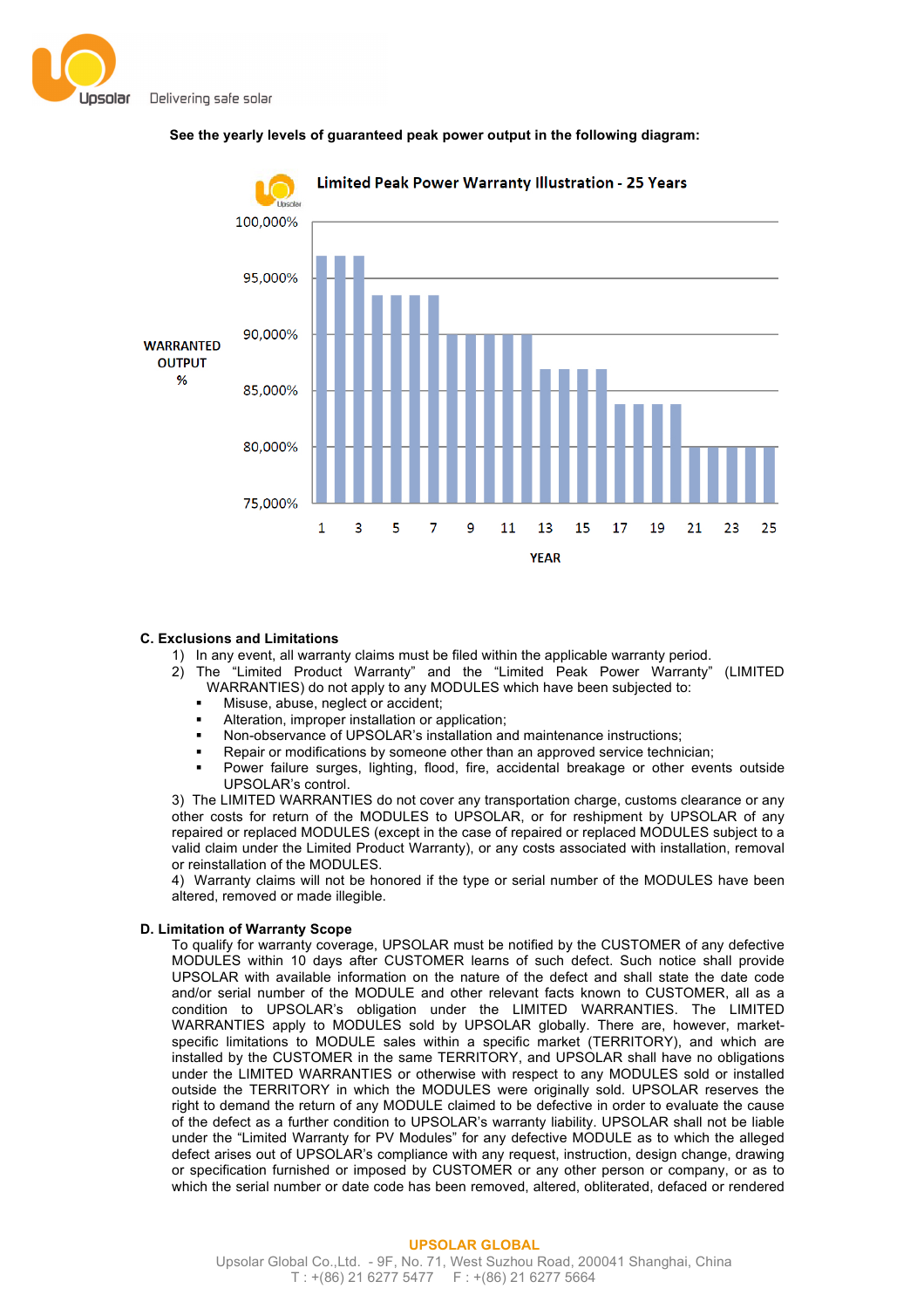**See the yearly levels of guaranteed peak power output in the following diagram:**

**Limited Peak Power Warranty Illustration - 25 Years**

### C. Exclusions and Limitations

1) In any event, all warranty claims must be filed within the applicable warranty period.
2) The "Limited Product Warranty" and the "Limited Peak Power Warranty" (LIMITED WARRANTIES) do not apply to any MODULES which have been subjected to:
   - Misuse, abuse, neglect or accident;
   - Alteration, improper installation or application;
   - Non-observance of UPSOLAR's installation and maintenance instructions;
   - Repair or modifications by someone other than an approved service technician;
   - Power failure surges, lighting, flood, fire, accidental breakage or other events outside UPSOLAR's control.

3) The LIMITED WARRANTIES do not cover any transportation charge, customs clearance or any other costs for return of the MODULES to UPSOLAR, or for reshipment by UPSOLAR of any repaired or replaced MODULES (except in the case of repaired or replaced MODULES subject to a valid claim under the Limited Product Warranty), or any costs associated with installation, removal or reinstallation of the MODULES.

4) Warranty claims will not be honored if the type or serial number of the MODULES have been altered, removed or made illegible.

### D. Limitation of Warranty Scope

To qualify for warranty coverage, UPSOLAR must be notified by the CUSTOMER of any defective MODULES within 10 days after CUSTOMER learns of such defect. Such notice shall provide UPSOLAR with available information on the nature of the defect and shall state the date code and/or serial number of the MODULE and other relevant facts known to CUSTOMER, all as a condition to UPSOLAR's obligation under the LIMITED WARRANTIES. The LIMITED WARRANTIES apply to MODULES sold by UPSOLAR globally. There are, however, market-specific limitations to MODULE sales within a specific market (TERRITORY), and which are installed by the CUSTOMER in the same TERRITORY, and UPSOLAR shall have no obligations under the LIMITED WARRANTIES or otherwise with respect to any MODULES sold or installed outside the TERRITORY in which the MODULES were originally sold. UPSOLAR reserves the right to demand the return of any MODULE claimed to be defective in order to evaluate the cause of the defect as a further condition to UPSOLAR's warranty liability. UPSOLAR shall not be liable under the "Limited Warranty for PV Modules" for any defective MODULE as to which the alleged defect arises out of UPSOLAR's compliance with any request, instruction, design change, drawing or specification furnished or imposed by CUSTOMER or any other person or company, or as to which the serial number or date code has been removed, altered, obliterated, defaced or rendered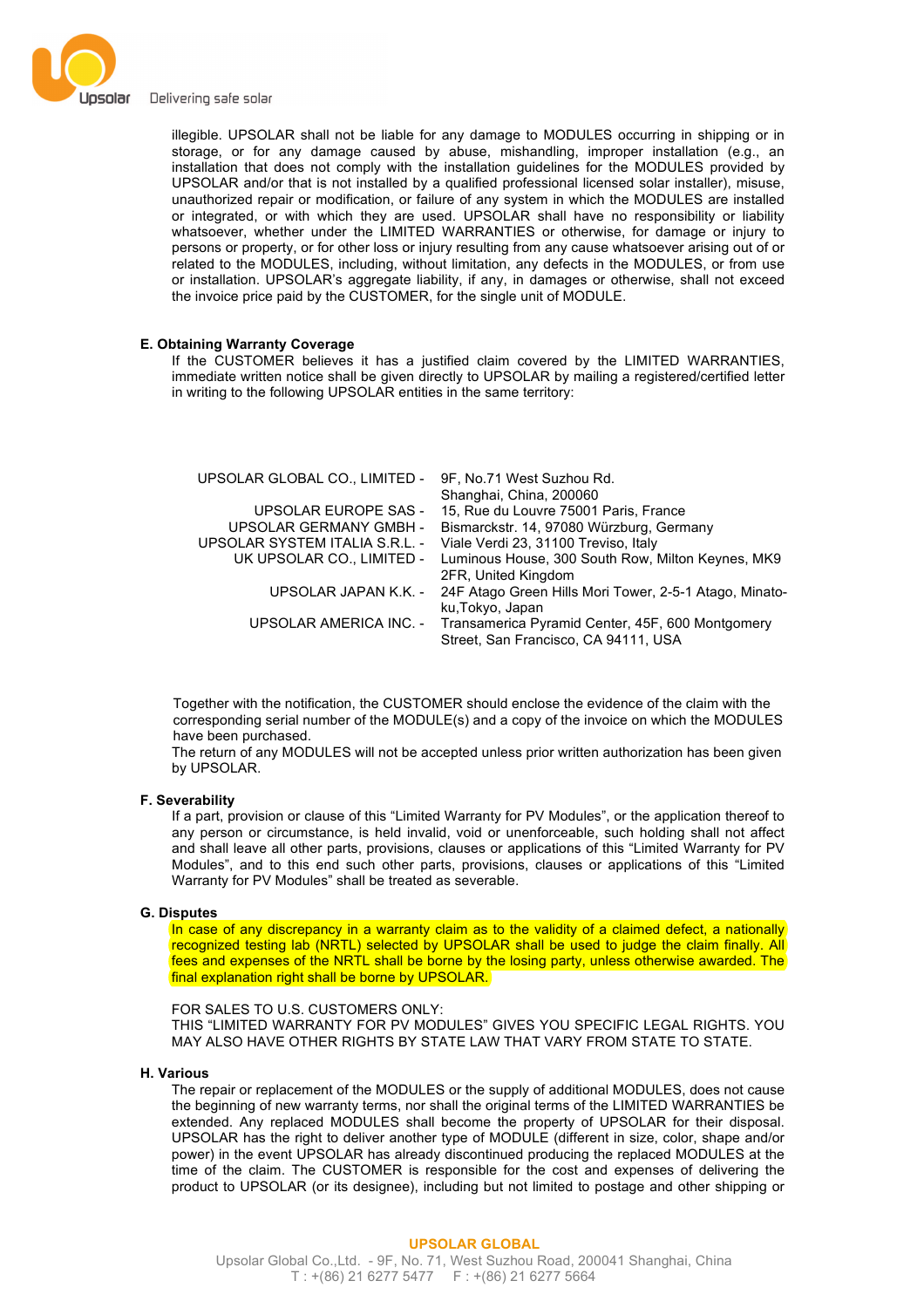illegible. UPSOLAR shall not be liable for any damage to MODULES occurring in shipping or in storage, or for any damage caused by abuse, mishandling, improper installation (e.g., an installation that does not comply with the installation guidelines for the MODULES provided by UPSOLAR and/or that is not installed by a qualified professional licensed solar installer), misuse, unauthorized repair or modification, or failure of any system in which the MODULES are installed or integrated, or with which they are used. UPSOLAR shall have no responsibility or liability whatsoever, whether under the LIMITED WARRANTIES or otherwise, for damage or injury to persons or property, or for other loss or injury resulting from any cause whatsoever arising out of or related to the MODULES, including, without limitation, any defects in the MODULES, or from use or installation. UPSOLAR's aggregate liability, if any, in damages or otherwise, shall not exceed the invoice price paid by the CUSTOMER, for the single unit of MODULE.

**E. Obtaining Warranty Coverage**

If the CUSTOMER believes it has a justified claim covered by the LIMITED WARRANTIES, immediate written notice shall be given directly to UPSOLAR by mailing a registered/certified letter in writing to the following UPSOLAR entities in the same territory:

| | |
|---|---|
| UPSOLAR GLOBAL CO., LIMITED - | 9F, No.71 West Suzhou Rd. Shanghai, China, 200060 |
| UPSOLAR EUROPE SAS - | 15, Rue du Louvre 75001 Paris, France |
| UPSOLAR GERMANY GMBH - | Bismarckstr. 14, 97080 Würzburg, Germany |
| UPSOLAR SYSTEM ITALIA S.R.L. - | Viale Verdi 23, 31100 Treviso, Italy |
| UK UPSOLAR CO., LIMITED - | Luminous House, 300 South Row, Milton Keynes, MK9 2FR, United Kingdom |
| UPSOLAR JAPAN K.K. - | 24F Atago Green Hills Mori Tower, 2-5-1 Atago, Minato-ku,Tokyo, Japan |
| UPSOLAR AMERICA INC. - | Transamerica Pyramid Center, 45F, 600 Montgomery Street, San Francisco, CA 94111, USA |

Together with the notification, the CUSTOMER should enclose the evidence of the claim with the corresponding serial number of the MODULE(s) and a copy of the invoice on which the MODULES have been purchased.

The return of any MODULES will not be accepted unless prior written authorization has been given by UPSOLAR.

**F. Severability**

If a part, provision or clause of this "Limited Warranty for PV Modules", or the application thereof to any person or circumstance, is held invalid, void or unenforceable, such holding shall not affect and shall leave all other parts, provisions, clauses or applications of this "Limited Warranty for PV Modules", and to this end such other parts, provisions, clauses or applications of this "Limited Warranty for PV Modules" shall be treated as severable.

**G. Disputes**

In case of any discrepancy in a warranty claim as to the validity of a claimed defect, a nationally recognized testing lab (NRTL) selected by UPSOLAR shall be used to judge the claim finally. All fees and expenses of the NRTL shall be borne by the losing party, unless otherwise awarded. The final explanation right shall be borne by UPSOLAR.

FOR SALES TO U.S. CUSTOMERS ONLY:
THIS "LIMITED WARRANTY FOR PV MODULES" GIVES YOU SPECIFIC LEGAL RIGHTS. YOU MAY ALSO HAVE OTHER RIGHTS BY STATE LAW THAT VARY FROM STATE TO STATE.

**H. Various**

The repair or replacement of the MODULES or the supply of additional MODULES, does not cause the beginning of new warranty terms, nor shall the original terms of the LIMITED WARRANTIES be extended. Any replaced MODULES shall become the property of UPSOLAR for their disposal. UPSOLAR has the right to deliver another type of MODULE (different in size, color, shape and/or power) in the event UPSOLAR has already discontinued producing the replaced MODULES at the time of the claim. The CUSTOMER is responsible for the cost and expenses of delivering the product to UPSOLAR (or its designee), including but not limited to postage and other shipping or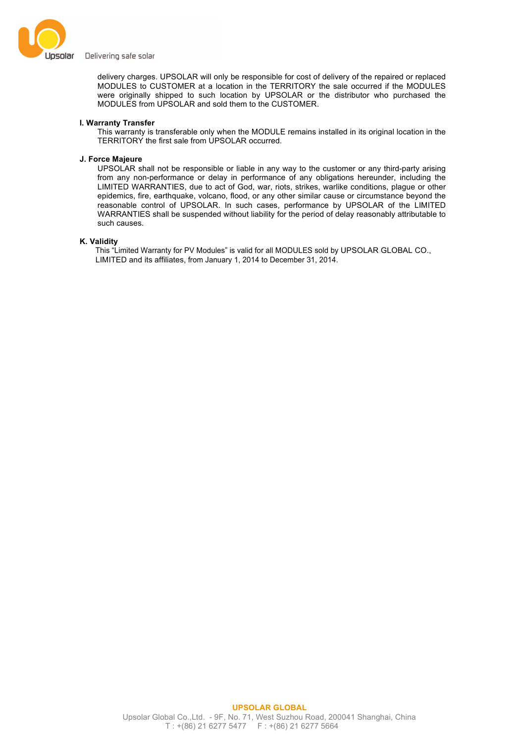delivery charges. UPSOLAR will only be responsible for cost of delivery of the repaired or replaced MODULES to CUSTOMER at a location in the TERRITORY the sale occurred if the MODULES were originally shipped to such location by UPSOLAR or the distributor who purchased the MODULES from UPSOLAR and sold them to the CUSTOMER.

**I. Warranty Transfer**

This warranty is transferable only when the MODULE remains installed in its original location in the TERRITORY the first sale from UPSOLAR occurred.

**J. Force Majeure**

UPSOLAR shall not be responsible or liable in any way to the customer or any third-party arising from any non-performance or delay in performance of any obligations hereunder, including the LIMITED WARRANTIES, due to act of God, war, riots, strikes, warlike conditions, plague or other epidemics, fire, earthquake, volcano, flood, or any other similar cause or circumstance beyond the reasonable control of UPSOLAR. In such cases, performance by UPSOLAR of the LIMITED WARRANTIES shall be suspended without liability for the period of delay reasonably attributable to such causes.

**K. Validity**

This "Limited Warranty for PV Modules" is valid for all MODULES sold by UPSOLAR GLOBAL CO., LIMITED and its affiliates, from January 1, 2014 to December 31, 2014.